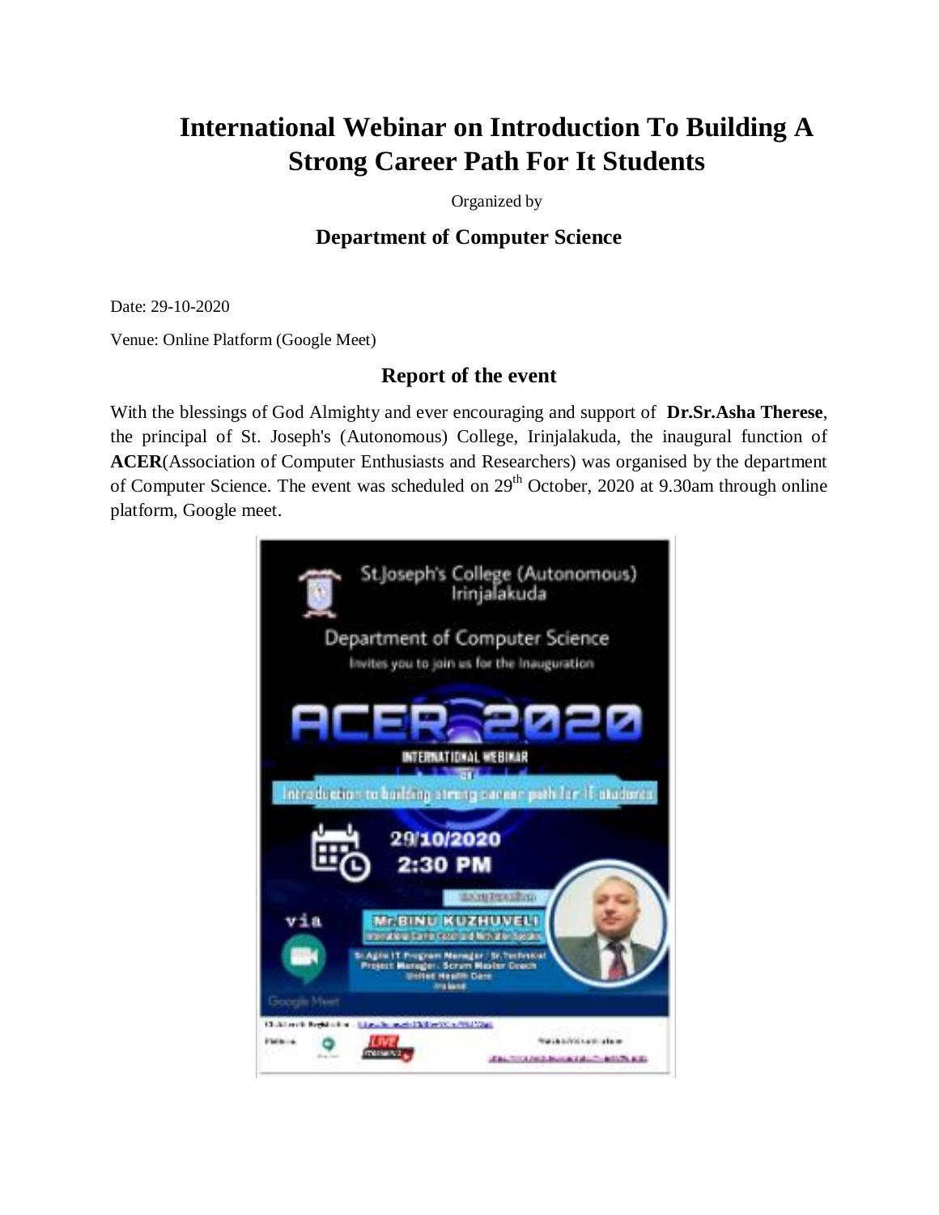# International Webinar on Introduction To Building A Strong Career Path For It Students

Organized by

## Department of Computer Science

Date: 29-10-2020

Venue: Online Platform (Google Meet)

### Report of the event

With the blessings of God Almighty and ever encouraging and support of **Dr.Sr.Asha Therese**, the principal of St. Joseph's (Autonomous) College, Irinjalakuda, the inaugural function of **ACER**(Association of Computer Enthusiasts and Researchers) was organised by the department of Computer Science. The event was scheduled on 29th October, 2020 at 9.30am through online platform, Google meet.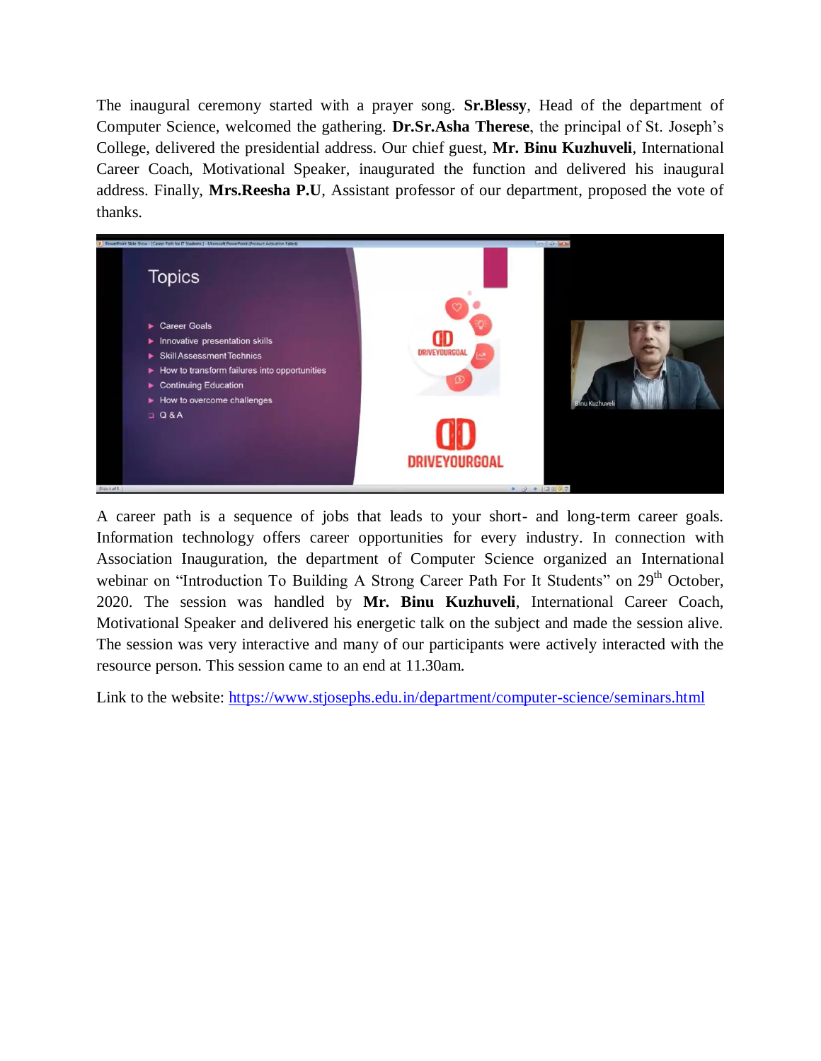The inaugural ceremony started with a prayer song. **Sr.Blessy**, Head of the department of Computer Science, welcomed the gathering. **Dr.Sr.Asha Therese**, the principal of St. Joseph's College, delivered the presidential address. Our chief guest, **Mr. Binu Kuzhuveli**, International Career Coach, Motivational Speaker, inaugurated the function and delivered his inaugural address. Finally, **Mrs.Reesha P.U**, Assistant professor of our department, proposed the vote of thanks.

A career path is a sequence of jobs that leads to your short- and long-term career goals. Information technology offers career opportunities for every industry. In connection with Association Inauguration, the department of Computer Science organized an International webinar on "Introduction To Building A Strong Career Path For It Students" on 29th October, 2020. The session was handled by **Mr. Binu Kuzhuveli**, International Career Coach, Motivational Speaker and delivered his energetic talk on the subject and made the session alive. The session was very interactive and many of our participants were actively interacted with the resource person. This session came to an end at 11.30am.

Link to the website: [https://www.stjosephs.edu.in/department/computer-science/seminars.html](https://www.stjosephs.edu.in/department/computer-science/seminars.html)